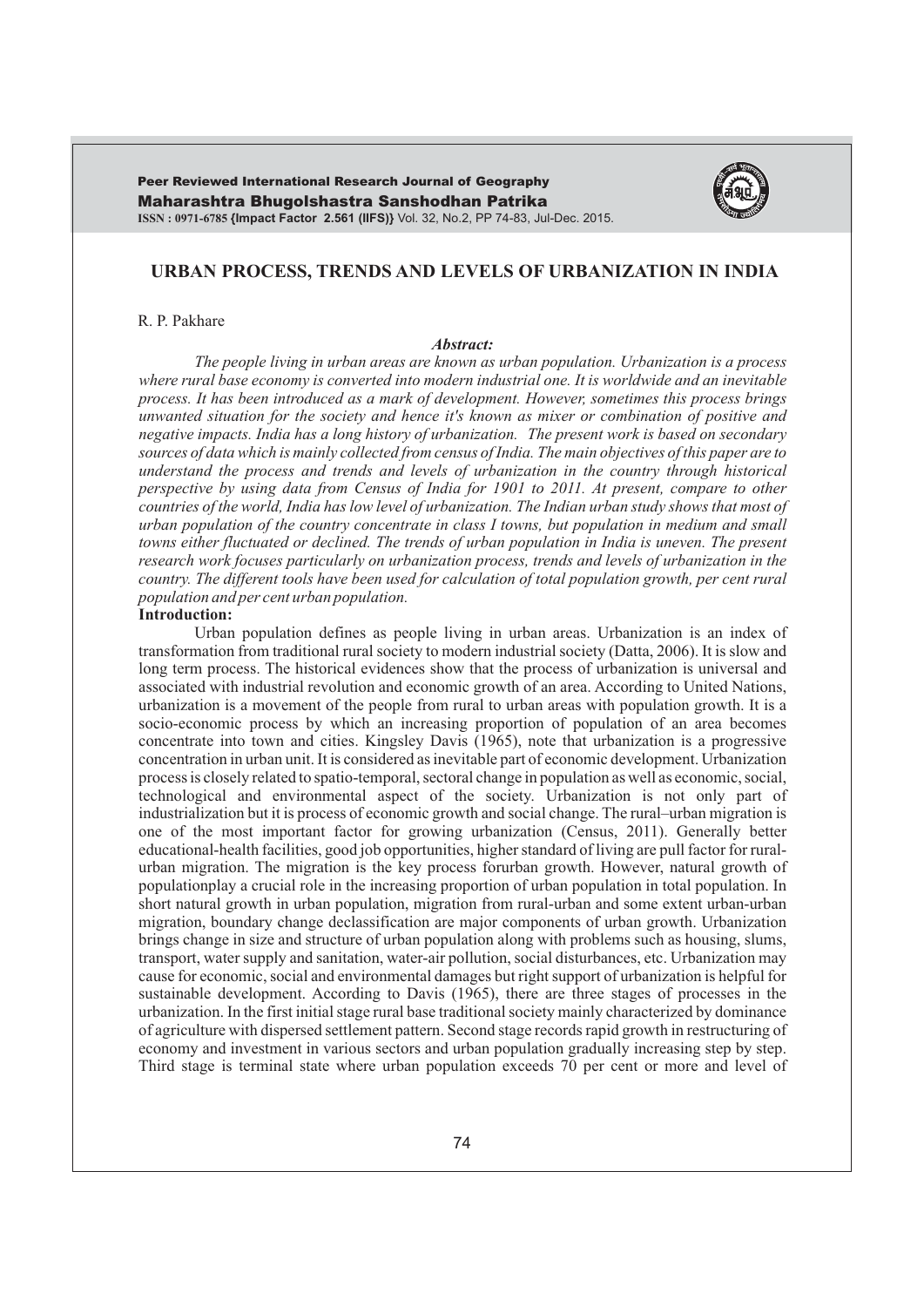# URBAN PROCESS, TRENDS AND LEVELS OF URBANIZATION IN INDIA

R. P. Pakhare

### *Abstract:*

*The people living in urban areas are known as urban population. Urbanization is a process where rural base economy is converted into modern industrial one. It is worldwide and an inevitable process. It has been introduced as a mark of development. However, sometimes this process brings unwanted situation for the society and hence it's known as mixer or combination of positive and negative impacts. India has a long history of urbanization. The present work is based on secondary sources of data which is mainly collected from census of India. The main objectives of this paper are to understand the process and trends and levels of urbanization in the country through historical perspective by using data from Census of India for 1901 to 2011. At present, compare to other countries of the world, India has low level of urbanization. The Indian urban study shows that most of urban population of the country concentrate in class I towns, but population in medium and small towns either fluctuated or declined. The trends of urban population in India is uneven. The present research work focuses particularly on urbanization process, trends and levels of urbanization in the country. The different tools have been used for calculation of total population growth, per cent rural population and per cent urban population.*

### Introduction:

Urban population defines as people living in urban areas. Urbanization is an index of transformation from traditional rural society to modern industrial society (Datta, 2006). It is slow and long term process. The historical evidences show that the process of urbanization is universal and associated with industrial revolution and economic growth of an area. According to United Nations, urbanization is a movement of the people from rural to urban areas with population growth. It is a socio-economic process by which an increasing proportion of population of an area becomes concentrate into town and cities. Kingsley Davis (1965), note that urbanization is a progressive concentration in urban unit. It is considered as inevitable part of economic development. Urbanization process is closely related to spatio-temporal, sectoral change in population as well as economic, social, technological and environmental aspect of the society. Urbanization is not only part of industrialization but it is process of economic growth and social change. The rural–urban migration is one of the most important factor for growing urbanization (Census, 2011). Generally better educational-health facilities, good job opportunities, higher standard of living are pull factor for rural-urban migration. The migration is the key process forurban growth. However, natural growth of populationplay a crucial role in the increasing proportion of urban population in total population. In short natural growth in urban population, migration from rural-urban and some extent urban-urban migration, boundary change declassification are major components of urban growth. Urbanization brings change in size and structure of urban population along with problems such as housing, slums, transport, water supply and sanitation, water-air pollution, social disturbances, etc. Urbanization may cause for economic, social and environmental damages but right support of urbanization is helpful for sustainable development. According to Davis (1965), there are three stages of processes in the urbanization. In the first initial stage rural base traditional society mainly characterized by dominance of agriculture with dispersed settlement pattern. Second stage records rapid growth in restructuring of economy and investment in various sectors and urban population gradually increasing step by step. Third stage is terminal state where urban population exceeds 70 per cent or more and level of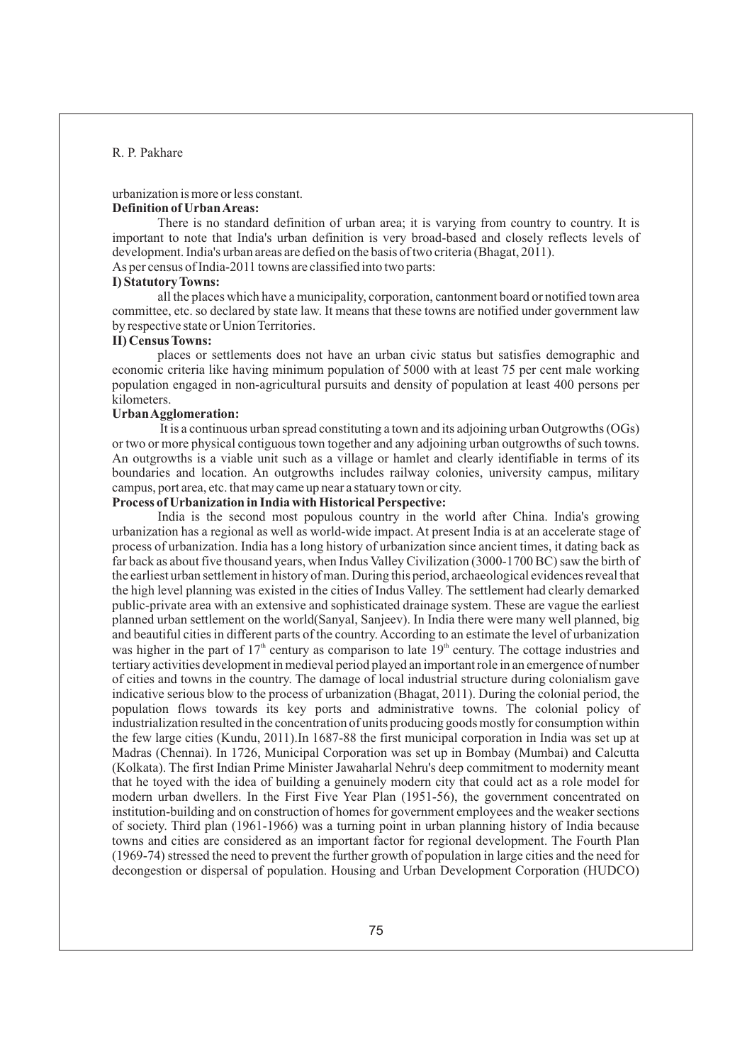urbanization is more or less constant.

**Definition of Urban Areas:**

There is no standard definition of urban area; it is varying from country to country. It is important to note that India's urban definition is very broad-based and closely reflects levels of development. India's urban areas are defied on the basis of two criteria (Bhagat, 2011).

As per census of India-2011 towns are classified into two parts:

**I) Statutory Towns:**

all the places which have a municipality, corporation, cantonment board or notified town area committee, etc. so declared by state law. It means that these towns are notified under government law by respective state or Union Territories.

**II) Census Towns:**

places or settlements does not have an urban civic status but satisfies demographic and economic criteria like having minimum population of 5000 with at least 75 per cent male working population engaged in non-agricultural pursuits and density of population at least 400 persons per kilometers.

**Urban Agglomeration:**

It is a continuous urban spread constituting a town and its adjoining urban Outgrowths (OGs) or two or more physical contiguous town together and any adjoining urban outgrowths of such towns. An outgrowths is a viable unit such as a village or hamlet and clearly identifiable in terms of its boundaries and location. An outgrowths includes railway colonies, university campus, military campus, port area, etc. that may came up near a statuary town or city.

**Process of Urbanization in India with Historical Perspective:**

India is the second most populous country in the world after China. India's growing urbanization has a regional as well as world-wide impact. At present India is at an accelerate stage of process of urbanization. India has a long history of urbanization since ancient times, it dating back as far back as about five thousand years, when Indus Valley Civilization (3000-1700 BC) saw the birth of the earliest urban settlement in history of man. During this period, archaeological evidences reveal that the high level planning was existed in the cities of Indus Valley. The settlement had clearly demarked public-private area with an extensive and sophisticated drainage system. These are vague the earliest planned urban settlement on the world(Sanyal, Sanjeev). In India there were many well planned, big and beautiful cities in different parts of the country. According to an estimate the level of urbanization was higher in the part of 17th century as comparison to late 19th century. The cottage industries and tertiary activities development in medieval period played an important role in an emergence of number of cities and towns in the country. The damage of local industrial structure during colonialism gave indicative serious blow to the process of urbanization (Bhagat, 2011). During the colonial period, the population flows towards its key ports and administrative towns. The colonial policy of industrialization resulted in the concentration of units producing goods mostly for consumption within the few large cities (Kundu, 2011).In 1687-88 the first municipal corporation in India was set up at Madras (Chennai). In 1726, Municipal Corporation was set up in Bombay (Mumbai) and Calcutta (Kolkata). The first Indian Prime Minister Jawaharlal Nehru's deep commitment to modernity meant that he toyed with the idea of building a genuinely modern city that could act as a role model for modern urban dwellers. In the First Five Year Plan (1951-56), the government concentrated on institution-building and on construction of homes for government employees and the weaker sections of society. Third plan (1961-1966) was a turning point in urban planning history of India because towns and cities are considered as an important factor for regional development. The Fourth Plan (1969-74) stressed the need to prevent the further growth of population in large cities and the need for decongestion or dispersal of population. Housing and Urban Development Corporation (HUDCO)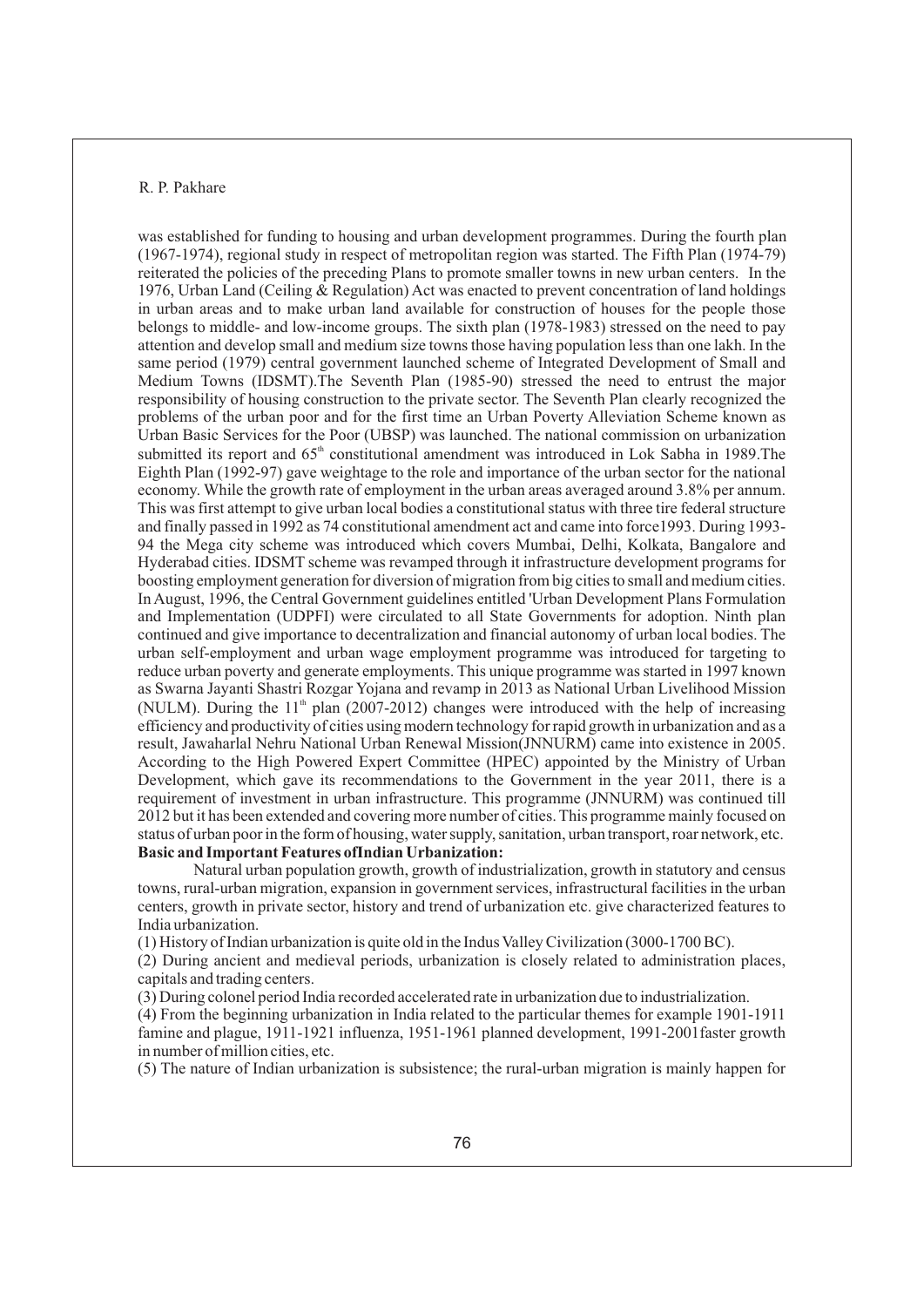was established for funding to housing and urban development programmes. During the fourth plan (1967-1974), regional study in respect of metropolitan region was started. The Fifth Plan (1974-79) reiterated the policies of the preceding Plans to promote smaller towns in new urban centers. In the 1976, Urban Land (Ceiling & Regulation) Act was enacted to prevent concentration of land holdings in urban areas and to make urban land available for construction of houses for the people those belongs to middle- and low-income groups. The sixth plan (1978-1983) stressed on the need to pay attention and develop small and medium size towns those having population less than one lakh. In the same period (1979) central government launched scheme of Integrated Development of Small and Medium Towns (IDSMT).The Seventh Plan (1985-90) stressed the need to entrust the major responsibility of housing construction to the private sector. The Seventh Plan clearly recognized the problems of the urban poor and for the first time an Urban Poverty Alleviation Scheme known as Urban Basic Services for the Poor (UBSP) was launched. The national commission on urbanization submitted its report and 65[th] constitutional amendment was introduced in Lok Sabha in 1989.The Eighth Plan (1992-97) gave weightage to the role and importance of the urban sector for the national economy. While the growth rate of employment in the urban areas averaged around 3.8% per annum. This was first attempt to give urban local bodies a constitutional status with three tire federal structure and finally passed in 1992 as 74 constitutional amendment act and came into force1993. During 1993-94 the Mega city scheme was introduced which covers Mumbai, Delhi, Kolkata, Bangalore and Hyderabad cities. IDSMT scheme was revamped through it infrastructure development programs for boosting employment generation for diversion of migration from big cities to small and medium cities. In August, 1996, the Central Government guidelines entitled 'Urban Development Plans Formulation and Implementation (UDPFI) were circulated to all State Governments for adoption. Ninth plan continued and give importance to decentralization and financial autonomy of urban local bodies. The urban self-employment and urban wage employment programme was introduced for targeting to reduce urban poverty and generate employments. This unique programme was started in 1997 known as Swarna Jayanti Shastri Rozgar Yojana and revamp in 2013 as National Urban Livelihood Mission (NULM). During the 11[th] plan (2007-2012) changes were introduced with the help of increasing efficiency and productivity of cities using modern technology for rapid growth in urbanization and as a result, Jawaharlal Nehru National Urban Renewal Mission(JNNURM) came into existence in 2005. According to the High Powered Expert Committee (HPEC) appointed by the Ministry of Urban Development, which gave its recommendations to the Government in the year 2011, there is a requirement of investment in urban infrastructure. This programme (JNNURM) was continued till 2012 but it has been extended and covering more number of cities. This programme mainly focused on status of urban poor in the form of housing, water supply, sanitation, urban transport, roar network, etc.

**Basic and Important Features ofIndian Urbanization:**

Natural urban population growth, growth of industrialization, growth in statutory and census towns, rural-urban migration, expansion in government services, infrastructural facilities in the urban centers, growth in private sector, history and trend of urbanization etc. give characterized features to India urbanization.

(1) History of Indian urbanization is quite old in the Indus Valley Civilization (3000-1700 BC).

(2) During ancient and medieval periods, urbanization is closely related to administration places, capitals and trading centers.

(3) During colonel period India recorded accelerated rate in urbanization due to industrialization.

(4) From the beginning urbanization in India related to the particular themes for example 1901-1911 famine and plague, 1911-1921 influenza, 1951-1961 planned development, 1991-2001faster growth in number of million cities, etc.

(5) The nature of Indian urbanization is subsistence; the rural-urban migration is mainly happen for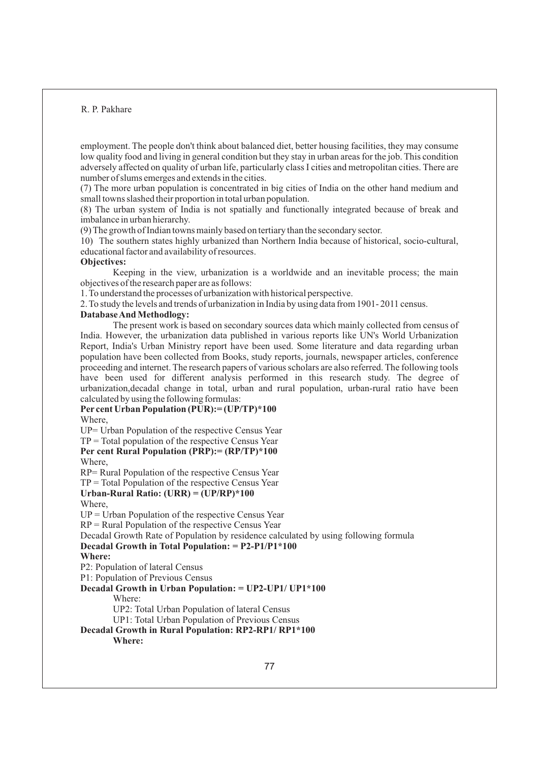employment. The people don't think about balanced diet, better housing facilities, they may consume low quality food and living in general condition but they stay in urban areas for the job. This condition adversely affected on quality of urban life, particularly class I cities and metropolitan cities. There are number of slums emerges and extends in the cities.

(7) The more urban population is concentrated in big cities of India on the other hand medium and small towns slashed their proportion in total urban population.

(8) The urban system of India is not spatially and functionally integrated because of break and imbalance in urban hierarchy.

(9) The growth of Indian towns mainly based on tertiary than the secondary sector.

10) The southern states highly urbanized than Northern India because of historical, socio-cultural, educational factor and availability of resources.

**Objectives:**

Keeping in the view, urbanization is a worldwide and an inevitable process; the main objectives of the research paper are as follows:

1. To understand the processes of urbanization with historical perspective.

2. To study the levels and trends of urbanization in India by using data from 1901- 2011 census.

**Database And Methodlogy:**

The present work is based on secondary sources data which mainly collected from census of India. However, the urbanization data published in various reports like UN's World Urbanization Report, India's Urban Ministry report have been used. Some literature and data regarding urban population have been collected from Books, study reports, journals, newspaper articles, conference proceeding and internet. The research papers of various scholars are also referred. The following tools have been used for different analysis performed in this research study. The degree of urbanization,decadal change in total, urban and rural population, urban-rural ratio have been calculated by using the following formulas:

**Per cent Urban Population (PUR):= (UP/TP)*100**

Where,

UP= Urban Population of the respective Census Year

TP = Total population of the respective Census Year

**Per cent Rural Population (PRP):= (RP/TP)*100**

Where,

RP= Rural Population of the respective Census Year

TP = Total Population of the respective Census Year

**Urban-Rural Ratio: (URR) = (UP/RP)*100**

Where,

UP = Urban Population of the respective Census Year

RP = Rural Population of the respective Census Year

Decadal Growth Rate of Population by residence calculated by using following formula

**Decadal Growth in Total Population: = P2-P1/P1*100**

**Where:**

P2: Population of lateral Census

P1: Population of Previous Census

**Decadal Growth in Urban Population: = UP2-UP1/ UP1*100**

Where:

UP2: Total Urban Population of lateral Census

UP1: Total Urban Population of Previous Census

**Decadal Growth in Rural Population: RP2-RP1/ RP1*100**

**Where:**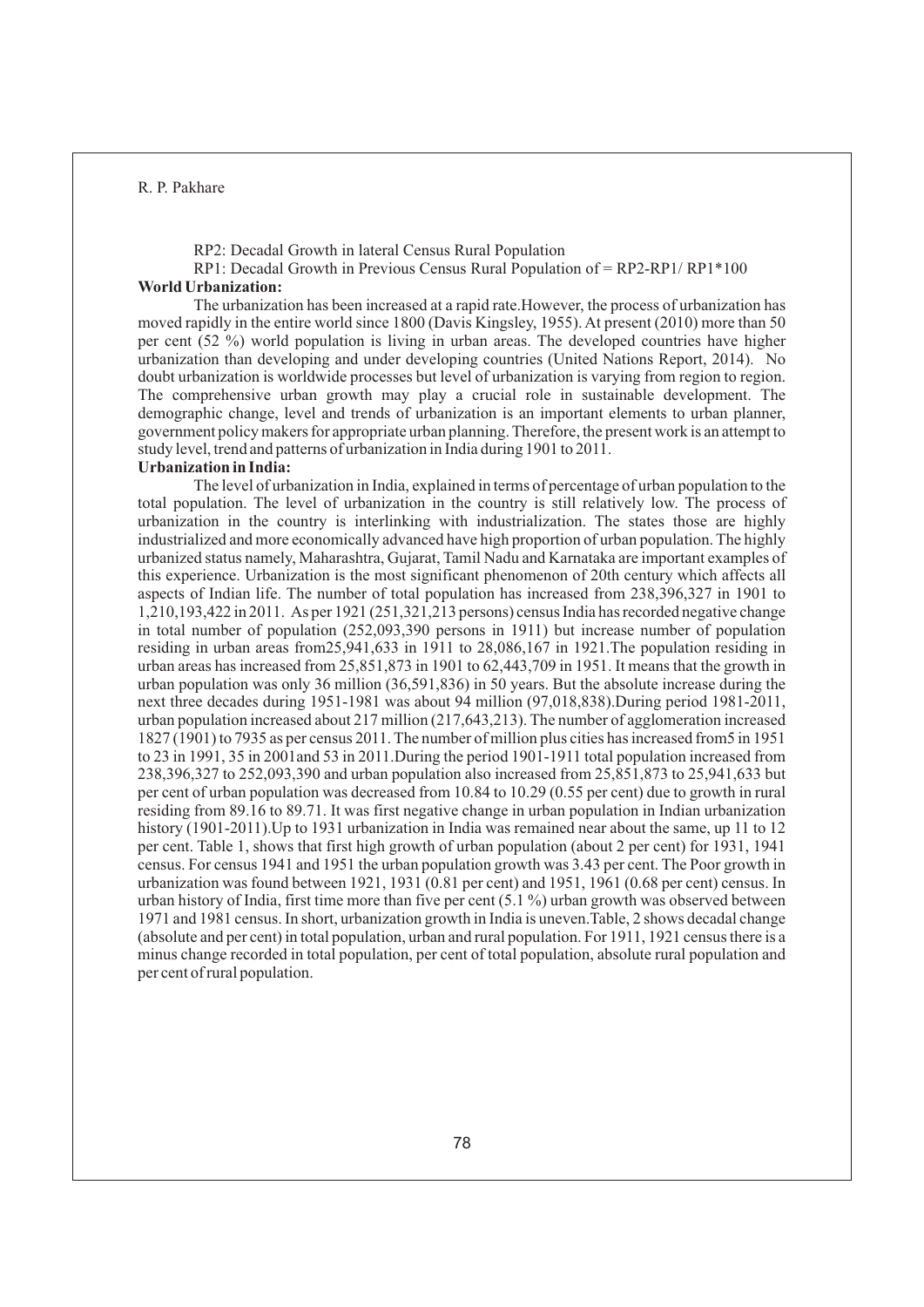RP2: Decadal Growth in lateral Census Rural Population

RP1: Decadal Growth in Previous Census Rural Population of = RP2-RP1/ RP1*100

**World Urbanization:**

The urbanization has been increased at a rapid rate.However, the process of urbanization has moved rapidly in the entire world since 1800 (Davis Kingsley, 1955). At present (2010) more than 50 per cent (52 %) world population is living in urban areas. The developed countries have higher urbanization than developing and under developing countries (United Nations Report, 2014). No doubt urbanization is worldwide processes but level of urbanization is varying from region to region. The comprehensive urban growth may play a crucial role in sustainable development. The demographic change, level and trends of urbanization is an important elements to urban planner, government policy makers for appropriate urban planning. Therefore, the present work is an attempt to study level, trend and patterns of urbanization in India during 1901 to 2011.

**Urbanization in India:**

The level of urbanization in India, explained in terms of percentage of urban population to the total population. The level of urbanization in the country is still relatively low. The process of urbanization in the country is interlinking with industrialization. The states those are highly industrialized and more economically advanced have high proportion of urban population. The highly urbanized status namely, Maharashtra, Gujarat, Tamil Nadu and Karnataka are important examples of this experience. Urbanization is the most significant phenomenon of 20th century which affects all aspects of Indian life. The number of total population has increased from 238,396,327 in 1901 to 1,210,193,422 in 2011. As per 1921 (251,321,213 persons) census India has recorded negative change in total number of population (252,093,390 persons in 1911) but increase number of population residing in urban areas from25,941,633 in 1911 to 28,086,167 in 1921.The population residing in urban areas has increased from 25,851,873 in 1901 to 62,443,709 in 1951. It means that the growth in urban population was only 36 million (36,591,836) in 50 years. But the absolute increase during the next three decades during 1951-1981 was about 94 million (97,018,838).During period 1981-2011, urban population increased about 217 million (217,643,213). The number of agglomeration increased 1827 (1901) to 7935 as per census 2011. The number of million plus cities has increased from5 in 1951 to 23 in 1991, 35 in 2001and 53 in 2011.During the period 1901-1911 total population increased from 238,396,327 to 252,093,390 and urban population also increased from 25,851,873 to 25,941,633 but per cent of urban population was decreased from 10.84 to 10.29 (0.55 per cent) due to growth in rural residing from 89.16 to 89.71. It was first negative change in urban population in Indian urbanization history (1901-2011).Up to 1931 urbanization in India was remained near about the same, up 11 to 12 per cent. Table 1, shows that first high growth of urban population (about 2 per cent) for 1931, 1941 census. For census 1941 and 1951 the urban population growth was 3.43 per cent. The Poor growth in urbanization was found between 1921, 1931 (0.81 per cent) and 1951, 1961 (0.68 per cent) census. In urban history of India, first time more than five per cent (5.1 %) urban growth was observed between 1971 and 1981 census. In short, urbanization growth in India is uneven.Table, 2 shows decadal change (absolute and per cent) in total population, urban and rural population. For 1911, 1921 census there is a minus change recorded in total population, per cent of total population, absolute rural population and per cent of rural population.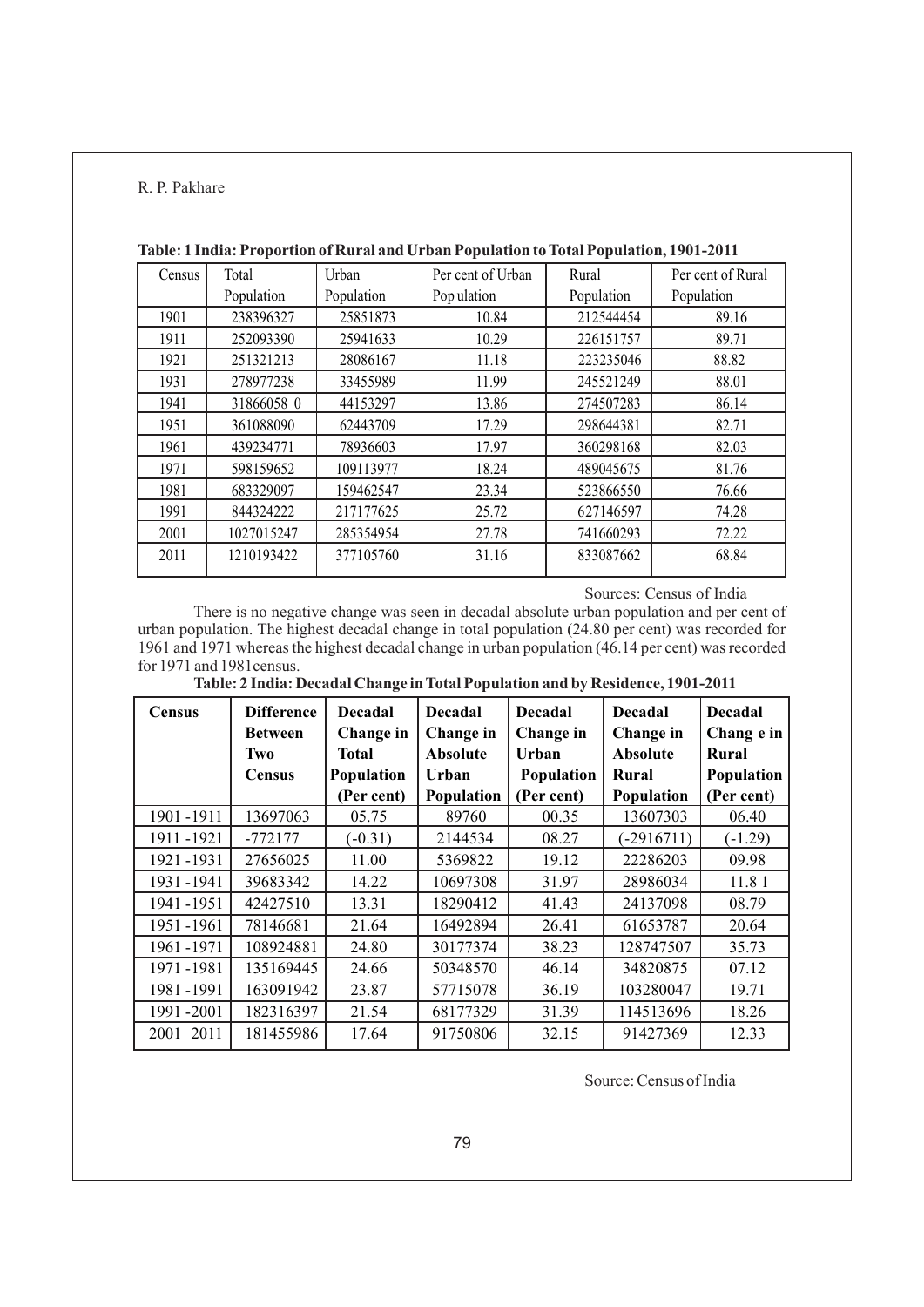**Table: 1 India: Proportion of Rural and Urban Population to Total Population, 1901-2011**

| Census | Total Population | Urban Population | Per cent of Urban Pop ulation | Rural Population | Per cent of Rural Population |
|---|---|---|---|---|---|
| 1901 | 238396327 | 25851873 | 10.84 | 212544454 | 89.16 |
| 1911 | 252093390 | 25941633 | 10.29 | 226151757 | 89.71 |
| 1921 | 251321213 | 28086167 | 11.18 | 223235046 | 88.82 |
| 1931 | 278977238 | 33455989 | 11.99 | 245521249 | 88.01 |
| 1941 | 31866058 0 | 44153297 | 13.86 | 274507283 | 86.14 |
| 1951 | 361088090 | 62443709 | 17.29 | 298644381 | 82.71 |
| 1961 | 439234771 | 78936603 | 17.97 | 360298168 | 82.03 |
| 1971 | 598159652 | 109113977 | 18.24 | 489045675 | 81.76 |
| 1981 | 683329097 | 159462547 | 23.34 | 523866550 | 76.66 |
| 1991 | 844324222 | 217177625 | 25.72 | 627146597 | 74.28 |
| 2001 | 1027015247 | 285354954 | 27.78 | 741660293 | 72.22 |
| 2011 | 1210193422 | 377105760 | 31.16 | 833087662 | 68.84 |

Sources: Census of India

There is no negative change was seen in decadal absolute urban population and per cent of urban population. The highest decadal change in total population (24.80 per cent) was recorded for 1961 and 1971 whereas the highest decadal change in urban population (46.14 per cent) was recorded for 1971 and 1981census.

**Table: 2 India: Decadal Change in Total Population and by Residence, 1901-2011**

| Census | Difference Between Two Census | Decadal Change in Total Population (Per cent) | Decadal Change in Absolute Urban Population | Decadal Change in Urban Population (Per cent) | Decadal Change in Absolute Rural Population | Decadal Chang e in Rural Population (Per cent) |
|---|---|---|---|---|---|---|
| 1901 -1911 | 13697063 | 05.75 | 89760 | 00.35 | 13607303 | 06.40 |
| 1911 -1921 | -772177 | (-0.31) | 2144534 | 08.27 | (-2916711) | (-1.29) |
| 1921 -1931 | 27656025 | 11.00 | 5369822 | 19.12 | 22286203 | 09.98 |
| 1931 -1941 | 39683342 | 14.22 | 10697308 | 31.97 | 28986034 | 11.8 1 |
| 1941 -1951 | 42427510 | 13.31 | 18290412 | 41.43 | 24137098 | 08.79 |
| 1951 -1961 | 78146681 | 21.64 | 16492894 | 26.41 | 61653787 | 20.64 |
| 1961 -1971 | 108924881 | 24.80 | 30177374 | 38.23 | 128747507 | 35.73 |
| 1971 -1981 | 135169445 | 24.66 | 50348570 | 46.14 | 34820875 | 07.12 |
| 1981 -1991 | 163091942 | 23.87 | 57715078 | 36.19 | 103280047 | 19.71 |
| 1991 -2001 | 182316397 | 21.54 | 68177329 | 31.39 | 114513696 | 18.26 |
| 2001 2011 | 181455986 | 17.64 | 91750806 | 32.15 | 91427369 | 12.33 |

Source: Census of India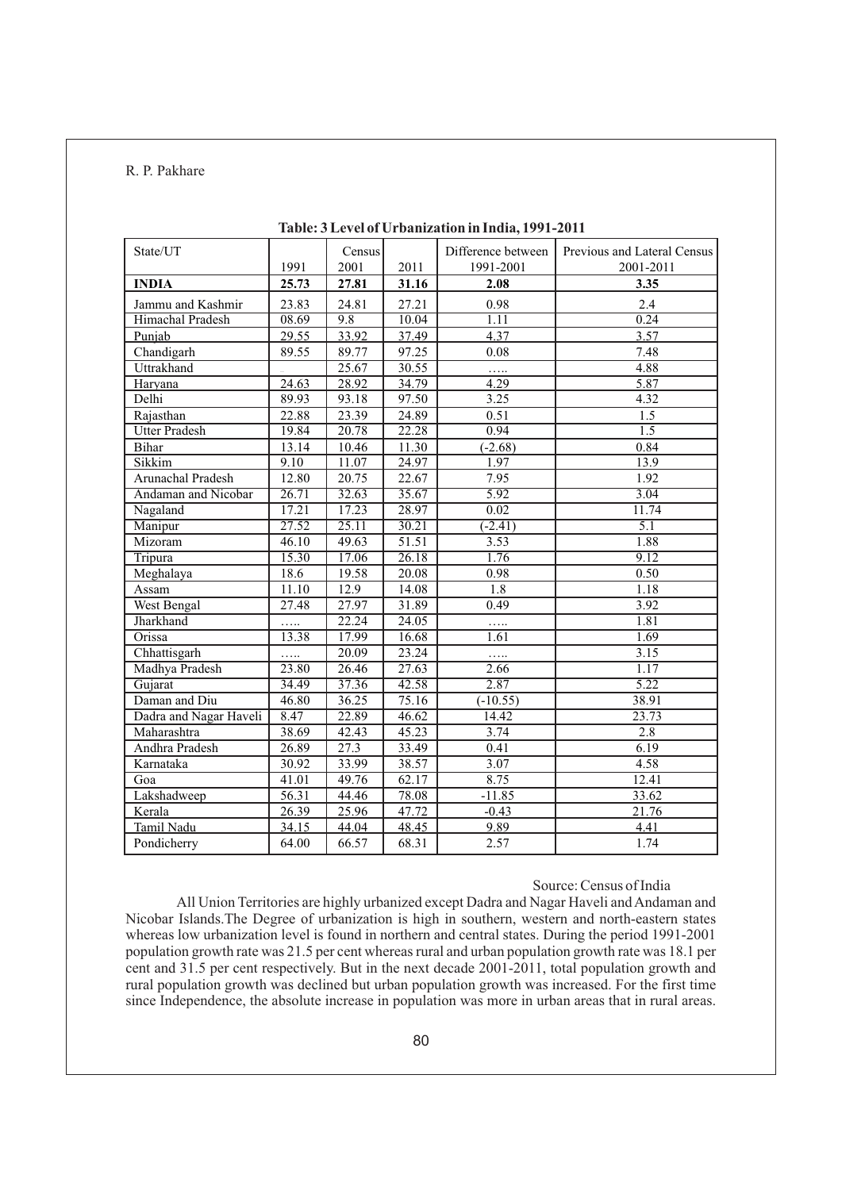**Table: 3 Level of Urbanization in India, 1991-2011**

| State/UT | Census 1991 | 2001 | 2011 | Difference between 1991-2001 | Previous and Lateral Census 2001-2011 |
|---|---|---|---|---|---|
| **INDIA** | **25.73** | **27.81** | **31.16** | **2.08** | **3.35** |
| Jammu and Kashmir | 23.83 | 24.81 | 27.21 | 0.98 | 2.4 |
| Himachal Pradesh | 08.69 | 9.8 | 10.04 | 1.11 | 0.24 |
| Punjab | 29.55 | 33.92 | 37.49 | 4.37 | 3.57 |
| Chandigarh | 89.55 | 89.77 | 97.25 | 0.08 | 7.48 |
| Uttrakhand | _ | 25.67 | 30.55 | ….. | 4.88 |
| Haryana | 24.63 | 28.92 | 34.79 | 4.29 | 5.87 |
| Delhi | 89.93 | 93.18 | 97.50 | 3.25 | 4.32 |
| Rajasthan | 22.88 | 23.39 | 24.89 | 0.51 | 1.5 |
| Utter Pradesh | 19.84 | 20.78 | 22.28 | 0.94 | 1.5 |
| Bihar | 13.14 | 10.46 | 11.30 | (-2.68) | 0.84 |
| Sikkim | 9.10 | 11.07 | 24.97 | 1.97 | 13.9 |
| Arunachal Pradesh | 12.80 | 20.75 | 22.67 | 7.95 | 1.92 |
| Andaman and Nicobar | 26.71 | 32.63 | 35.67 | 5.92 | 3.04 |
| Nagaland | 17.21 | 17.23 | 28.97 | 0.02 | 11.74 |
| Manipur | 27.52 | 25.11 | 30.21 | (-2.41) | 5.1 |
| Mizoram | 46.10 | 49.63 | 51.51 | 3.53 | 1.88 |
| Tripura | 15.30 | 17.06 | 26.18 | 1.76 | 9.12 |
| Meghalaya | 18.6 | 19.58 | 20.08 | 0.98 | 0.50 |
| Assam | 11.10 | 12.9 | 14.08 | 1.8 | 1.18 |
| West Bengal | 27.48 | 27.97 | 31.89 | 0.49 | 3.92 |
| Jharkhand | ….. | 22.24 | 24.05 | ….. | 1.81 |
| Orissa | 13.38 | 17.99 | 16.68 | 1.61 | 1.69 |
| Chhattisgarh | ….. | 20.09 | 23.24 | ….. | 3.15 |
| Madhya Pradesh | 23.80 | 26.46 | 27.63 | 2.66 | 1.17 |
| Gujarat | 34.49 | 37.36 | 42.58 | 2.87 | 5.22 |
| Daman and Diu | 46.80 | 36.25 | 75.16 | (-10.55) | 38.91 |
| Dadra and Nagar Haveli | 8.47 | 22.89 | 46.62 | 14.42 | 23.73 |
| Maharashtra | 38.69 | 42.43 | 45.23 | 3.74 | 2.8 |
| Andhra Pradesh | 26.89 | 27.3 | 33.49 | 0.41 | 6.19 |
| Karnataka | 30.92 | 33.99 | 38.57 | 3.07 | 4.58 |
| Goa | 41.01 | 49.76 | 62.17 | 8.75 | 12.41 |
| Lakshadweep | 56.31 | 44.46 | 78.08 | -11.85 | 33.62 |
| Kerala | 26.39 | 25.96 | 47.72 | -0.43 | 21.76 |
| Tamil Nadu | 34.15 | 44.04 | 48.45 | 9.89 | 4.41 |
| Pondicherry | 64.00 | 66.57 | 68.31 | 2.57 | 1.74 |

Source: Census of India

All Union Territories are highly urbanized except Dadra and Nagar Haveli and Andaman and Nicobar Islands.The Degree of urbanization is high in southern, western and north-eastern states whereas low urbanization level is found in northern and central states. During the period 1991-2001 population growth rate was 21.5 per cent whereas rural and urban population growth rate was 18.1 per cent and 31.5 per cent respectively. But in the next decade 2001-2011, total population growth and rural population growth was declined but urban population growth was increased. For the first time since Independence, the absolute increase in population was more in urban areas that in rural areas.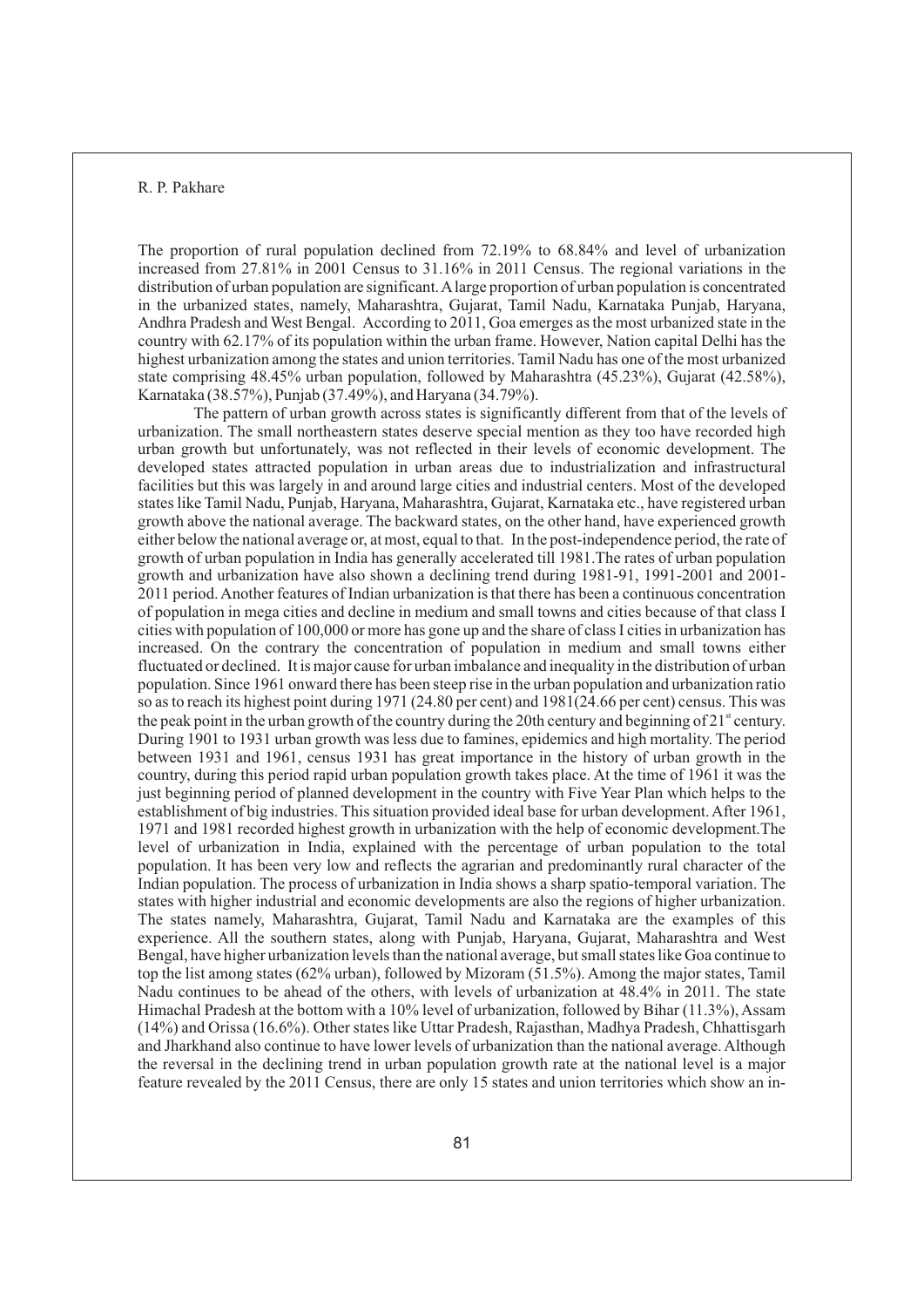The proportion of rural population declined from 72.19% to 68.84% and level of urbanization increased from 27.81% in 2001 Census to 31.16% in 2011 Census. The regional variations in the distribution of urban population are significant. A large proportion of urban population is concentrated in the urbanized states, namely, Maharashtra, Gujarat, Tamil Nadu, Karnataka Punjab, Haryana, Andhra Pradesh and West Bengal. According to 2011, Goa emerges as the most urbanized state in the country with 62.17% of its population within the urban frame. However, Nation capital Delhi has the highest urbanization among the states and union territories. Tamil Nadu has one of the most urbanized state comprising 48.45% urban population, followed by Maharashtra (45.23%), Gujarat (42.58%), Karnataka (38.57%), Punjab (37.49%), and Haryana (34.79%).

The pattern of urban growth across states is significantly different from that of the levels of urbanization. The small northeastern states deserve special mention as they too have recorded high urban growth but unfortunately, was not reflected in their levels of economic development. The developed states attracted population in urban areas due to industrialization and infrastructural facilities but this was largely in and around large cities and industrial centers. Most of the developed states like Tamil Nadu, Punjab, Haryana, Maharashtra, Gujarat, Karnataka etc., have registered urban growth above the national average. The backward states, on the other hand, have experienced growth either below the national average or, at most, equal to that. In the post-independence period, the rate of growth of urban population in India has generally accelerated till 1981.The rates of urban population growth and urbanization have also shown a declining trend during 1981-91, 1991-2001 and 2001-2011 period. Another features of Indian urbanization is that there has been a continuous concentration of population in mega cities and decline in medium and small towns and cities because of that class I cities with population of 100,000 or more has gone up and the share of class I cities in urbanization has increased. On the contrary the concentration of population in medium and small towns either fluctuated or declined. It is major cause for urban imbalance and inequality in the distribution of urban population. Since 1961 onward there has been steep rise in the urban population and urbanization ratio so as to reach its highest point during 1971 (24.80 per cent) and 1981(24.66 per cent) census. This was the peak point in the urban growth of the country during the 20th century and beginning of 21st century. During 1901 to 1931 urban growth was less due to famines, epidemics and high mortality. The period between 1931 and 1961, census 1931 has great importance in the history of urban growth in the country, during this period rapid urban population growth takes place. At the time of 1961 it was the just beginning period of planned development in the country with Five Year Plan which helps to the establishment of big industries. This situation provided ideal base for urban development. After 1961, 1971 and 1981 recorded highest growth in urbanization with the help of economic development.The level of urbanization in India, explained with the percentage of urban population to the total population. It has been very low and reflects the agrarian and predominantly rural character of the Indian population. The process of urbanization in India shows a sharp spatio-temporal variation. The states with higher industrial and economic developments are also the regions of higher urbanization. The states namely, Maharashtra, Gujarat, Tamil Nadu and Karnataka are the examples of this experience. All the southern states, along with Punjab, Haryana, Gujarat, Maharashtra and West Bengal, have higher urbanization levels than the national average, but small states like Goa continue to top the list among states (62% urban), followed by Mizoram (51.5%). Among the major states, Tamil Nadu continues to be ahead of the others, with levels of urbanization at 48.4% in 2011. The state Himachal Pradesh at the bottom with a 10% level of urbanization, followed by Bihar (11.3%), Assam (14%) and Orissa (16.6%). Other states like Uttar Pradesh, Rajasthan, Madhya Pradesh, Chhattisgarh and Jharkhand also continue to have lower levels of urbanization than the national average. Although the reversal in the declining trend in urban population growth rate at the national level is a major feature revealed by the 2011 Census, there are only 15 states and union territories which show an in-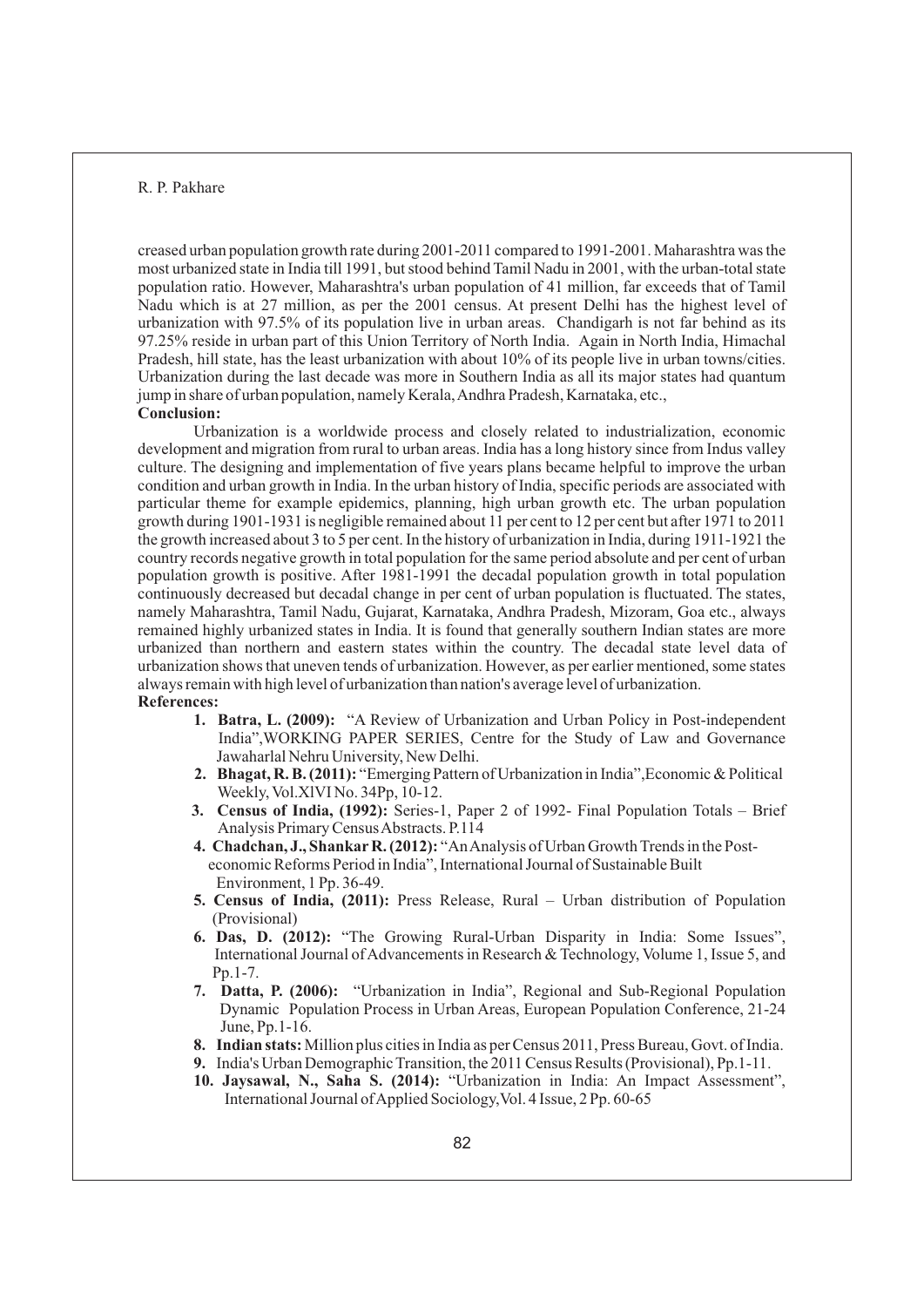creased urban population growth rate during 2001-2011 compared to 1991-2001. Maharashtra was the most urbanized state in India till 1991, but stood behind Tamil Nadu in 2001, with the urban-total state population ratio. However, Maharashtra's urban population of 41 million, far exceeds that of Tamil Nadu which is at 27 million, as per the 2001 census. At present Delhi has the highest level of urbanization with 97.5% of its population live in urban areas. Chandigarh is not far behind as its 97.25% reside in urban part of this Union Territory of North India. Again in North India, Himachal Pradesh, hill state, has the least urbanization with about 10% of its people live in urban towns/cities. Urbanization during the last decade was more in Southern India as all its major states had quantum jump in share of urban population, namely Kerala, Andhra Pradesh, Karnataka, etc.,

**Conclusion:**

Urbanization is a worldwide process and closely related to industrialization, economic development and migration from rural to urban areas. India has a long history since from Indus valley culture. The designing and implementation of five years plans became helpful to improve the urban condition and urban growth in India. In the urban history of India, specific periods are associated with particular theme for example epidemics, planning, high urban growth etc. The urban population growth during 1901-1931 is negligible remained about 11 per cent to 12 per cent but after 1971 to 2011 the growth increased about 3 to 5 per cent. In the history of urbanization in India, during 1911-1921 the country records negative growth in total population for the same period absolute and per cent of urban population growth is positive. After 1981-1991 the decadal population growth in total population continuously decreased but decadal change in per cent of urban population is fluctuated. The states, namely Maharashtra, Tamil Nadu, Gujarat, Karnataka, Andhra Pradesh, Mizoram, Goa etc., always remained highly urbanized states in India. It is found that generally southern Indian states are more urbanized than northern and eastern states within the country. The decadal state level data of urbanization shows that uneven tends of urbanization. However, as per earlier mentioned, some states always remain with high level of urbanization than nation's average level of urbanization.

**References:**

1. **Batra, L. (2009):** "A Review of Urbanization and Urban Policy in Post-independent India",WORKING PAPER SERIES, Centre for the Study of Law and Governance Jawaharlal Nehru University, New Delhi.
2. **Bhagat, R. B. (2011):** "Emerging Pattern of Urbanization in India",Economic & Political Weekly, Vol.XlVI No. 34Pp, 10-12.
3. **Census of India, (1992):** Series-1, Paper 2 of 1992- Final Population Totals – Brief Analysis Primary Census Abstracts. P.114
4. **Chadchan, J., Shankar R. (2012):** "An Analysis of Urban Growth Trends in the Post-economic Reforms Period in India", International Journal of Sustainable Built Environment, 1 Pp. 36-49.
5. **Census of India, (2011):** Press Release, Rural – Urban distribution of Population (Provisional)
6. **Das, D. (2012):** "The Growing Rural-Urban Disparity in India: Some Issues", International Journal of Advancements in Research & Technology, Volume 1, Issue 5, and Pp.1-7.
7. **Datta, P. (2006):** "Urbanization in India", Regional and Sub-Regional Population Dynamic Population Process in Urban Areas, European Population Conference, 21-24 June, Pp.1-16.
8. **Indian stats:** Million plus cities in India as per Census 2011, Press Bureau, Govt. of India.
9. India's Urban Demographic Transition, the 2011 Census Results (Provisional), Pp.1-11.
10. **Jaysawal, N., Saha S. (2014):** "Urbanization in India: An Impact Assessment", International Journal of Applied Sociology,Vol. 4 Issue, 2 Pp. 60-65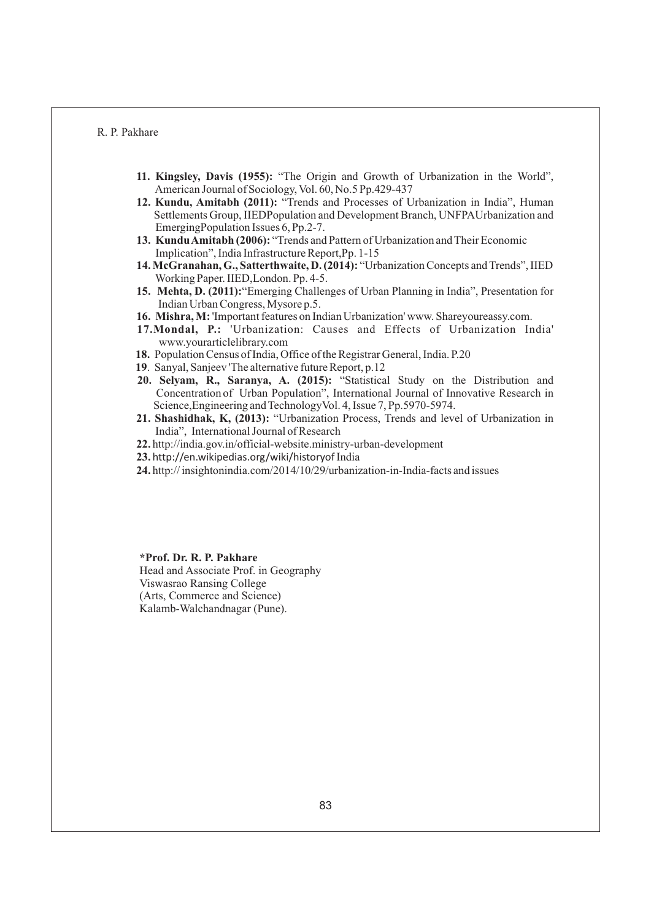11. **Kingsley, Davis (1955):** "The Origin and Growth of Urbanization in the World", American Journal of Sociology, Vol. 60, No.5 Pp.429-437
12. **Kundu, Amitabh (2011):** "Trends and Processes of Urbanization in India", Human Settlements Group, IIEDPopulation and Development Branch, UNFPAUrbanization and EmergingPopulation Issues 6, Pp.2-7.
13. **KunduAmitabh (2006):** "Trends and Pattern of Urbanization and Their Economic Implication", India Infrastructure Report,Pp. 1-15
14. **McGranahan, G., Satterthwaite, D. (2014):** "Urbanization Concepts and Trends", IIED Working Paper. IIED,London. Pp. 4-5.
15. **Mehta, D. (2011):**"Emerging Challenges of Urban Planning in India", Presentation for Indian Urban Congress, Mysore p.5.
16. **Mishra, M:** 'Important features on Indian Urbanization' www. Shareyoureassy.com.
17. **Mondal, P.:** 'Urbanization: Causes and Effects of Urbanization India' www.yourarticlelibrary.com
18. Population Census of India, Office of the Registrar General, India. P.20
19. Sanyal, Sanjeev 'The alternative future Report, p.12
20. **Selyam, R., Saranya, A. (2015):** "Statistical Study on the Distribution and Concentration of Urban Population", International Journal of Innovative Research in Science,Engineering and TechnologyVol. 4, Issue 7, Pp.5970-5974.
21. **Shashidhak, K, (2013):** "Urbanization Process, Trends and level of Urbanization in India", International Journal of Research
22. http://india.gov.in/official-website.ministry-urban-development
23. http://en.wikipedias.org/wiki/historyof India
24. http:// insightonindia.com/2014/10/29/urbanization-in-India-facts and issues

**\*Prof. Dr. R. P. Pakhare**
Head and Associate Prof. in Geography
Viswasrao Ransing College
(Arts, Commerce and Science)
Kalamb-Walchandnagar (Pune).